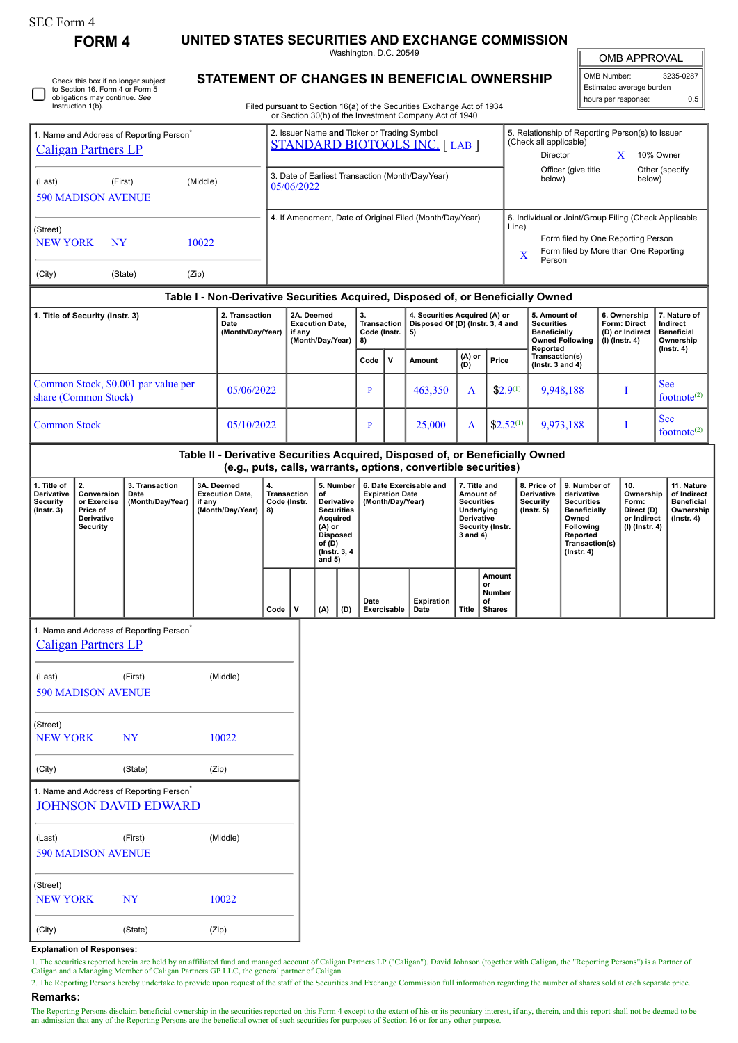SEC Form 4

**FORM 4**

# UNITED STATES SECURITIES AND EXCHANGE COMMISSION

Washington, D.C. 20549

## STATEMENT OF CHANGES IN BENEFICIAL OWNERSHIP

Filed pursuant to Section 16(a) of the Securities Exchange Act of 1934 or Section 30(h) of the Investment Company Act of 1940

| OMB APPROVAL | |
|---|---|
| OMB Number: | 3235-0287 |
| Estimated average burden | |
| hours per response: | 0.5 |

☐ Check this box if no longer subject to Section 16. Form 4 or Form 5 obligations may continue. *See* Instruction 1(b).

1. Name and Address of Reporting Person*
Caligan Partners LP

(Last) (First) (Middle)
590 MADISON AVENUE

(Street)
NEW YORK NY 10022

(City) (State) (Zip)

2. Issuer Name **and** Ticker or Trading Symbol
STANDARD BIOTOOLS INC. [ LAB ]

3. Date of Earliest Transaction (Month/Day/Year)
05/06/2022

4. If Amendment, Date of Original Filed (Month/Day/Year)

5. Relationship of Reporting Person(s) to Issuer (Check all applicable)
Director
X 10% Owner
Officer (give title below)
Other (specify below)

6. Individual or Joint/Group Filing (Check Applicable Line)
Form filed by One Reporting Person
X Form filed by More than One Reporting Person

### Table I - Non-Derivative Securities Acquired, Disposed of, or Beneficially Owned

| 1. Title of Security (Instr. 3) | 2. Transaction Date (Month/Day/Year) | 2A. Deemed Execution Date, if any (Month/Day/Year) | 3. Transaction Code (Instr. 8) | | 4. Securities Acquired (A) or Disposed Of (D) (Instr. 3, 4 and 5) | | | 5. Amount of Securities Beneficially Owned Following Reported Transaction(s) (Instr. 3 and 4) | 6. Ownership Form: Direct (D) or Indirect (I) (Instr. 4) | 7. Nature of Indirect Beneficial Ownership (Instr. 4) |
|---|---|---|---|---|---|---|---|---|---|---|
| | | | Code | V | Amount | (A) or (D) | Price | | | |
| Common Stock, $0.001 par value per share (Common Stock) | 05/06/2022 | | P | | 463,350 | A | $2.9[1] | 9,948,188 | I | See footnote[2] |
| Common Stock | 05/10/2022 | | P | | 25,000 | A | $2.52[1] | 9,973,188 | I | See footnote[2] |

### Table II - Derivative Securities Acquired, Disposed of, or Beneficially Owned (e.g., puts, calls, warrants, options, convertible securities)

| 1. Title of Derivative Security (Instr. 3) | 2. Conversion or Exercise Price of Derivative Security | 3. Transaction Date (Month/Day/Year) | 3A. Deemed Execution Date, if any (Month/Day/Year) | 4. Transaction Code (Instr. 8) | | 5. Number of Derivative Securities Acquired (A) or Disposed of (D) (Instr. 3, 4 and 5) | | 6. Date Exercisable and Expiration Date (Month/Day/Year) | | 7. Title and Amount of Securities Underlying Derivative Security (Instr. 3 and 4) | | 8. Price of Derivative Security (Instr. 5) | 9. Number of derivative Securities Beneficially Owned Following Reported Transaction(s) (Instr. 4) | 10. Ownership Form: Direct (D) or Indirect (I) (Instr. 4) | 11. Nature of Indirect Beneficial Ownership (Instr. 4) |
|---|---|---|---|---|---|---|---|---|---|---|---|---|---|---|---|
| | | | | Code | V | (A) | (D) | Date Exercisable | Expiration Date | Title | Amount or Number of Shares | | | | |

1. Name and Address of Reporting Person*
Caligan Partners LP

(Last) (First) (Middle)
590 MADISON AVENUE

(Street)
NEW YORK NY 10022

(City) (State) (Zip)

1. Name and Address of Reporting Person*
JOHNSON DAVID EDWARD

(Last) (First) (Middle)
590 MADISON AVENUE

(Street)
NEW YORK NY 10022

(City) (State) (Zip)

**Explanation of Responses:**

1. The securities reported herein are held by an affiliated fund and managed account of Caligan Partners LP ("Caligan"). David Johnson (together with Caligan, the "Reporting Persons") is a Partner of Caligan and a Managing Member of Caligan Partners GP LLC, the general partner of Caligan.

2. The Reporting Persons hereby undertake to provide upon request of the staff of the Securities and Exchange Commission full information regarding the number of shares sold at each separate price.

**Remarks:**

The Reporting Persons disclaim beneficial ownership in the securities reported on this Form 4 except to the extent of his or its pecuniary interest, if any, therein, and this report shall not be deemed to be an admission that any of the Reporting Persons are the beneficial owner of such securities for purposes of Section 16 or for any other purpose.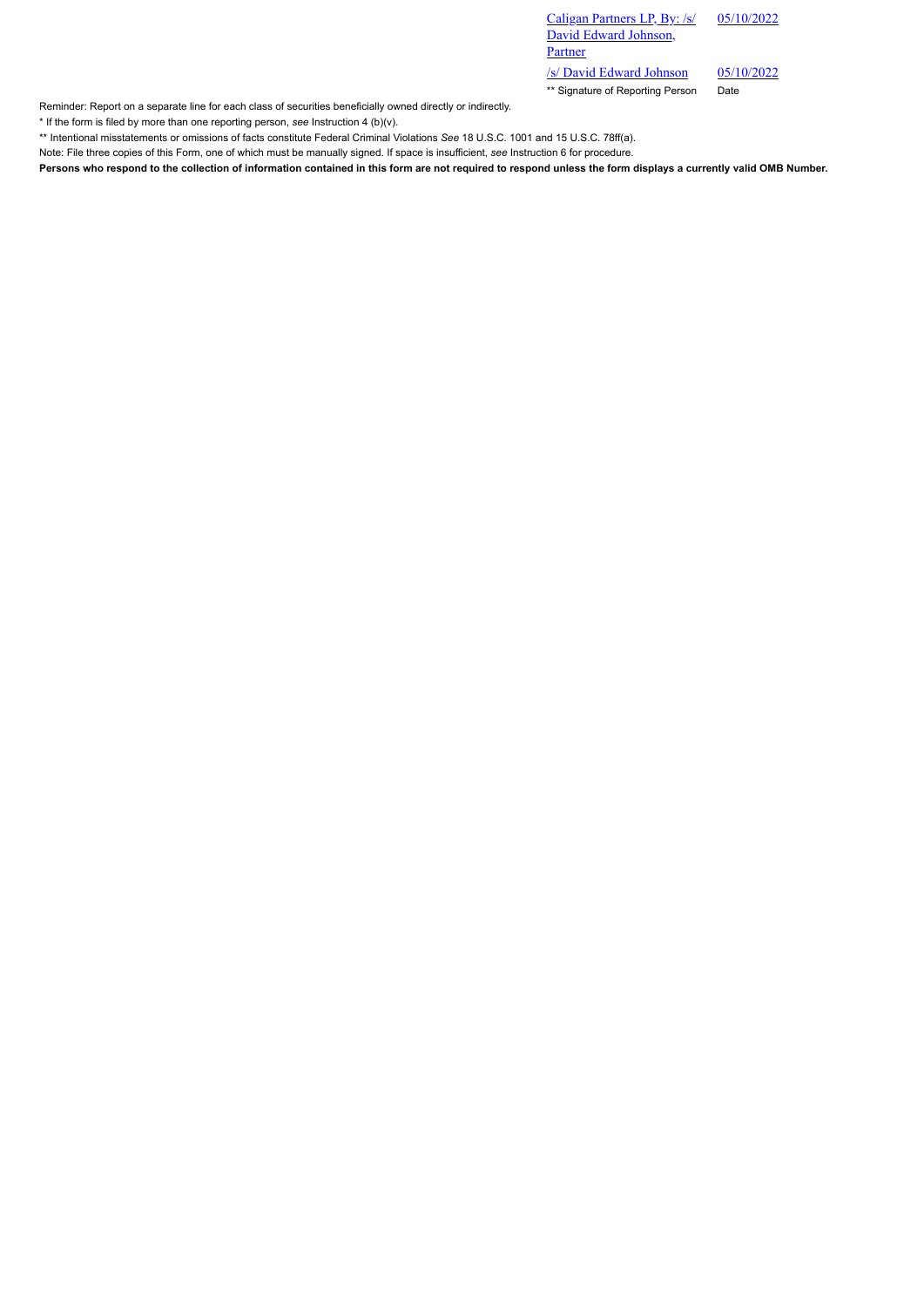| | |
|---|---|
| Caligan Partners LP, By: /s/ David Edward Johnson, Partner | 05/10/2022 |
| /s/ David Edward Johnson | 05/10/2022 |
| ** Signature of Reporting Person | Date |

Reminder: Report on a separate line for each class of securities beneficially owned directly or indirectly.

* If the form is filed by more than one reporting person, *see* Instruction 4 (b)(v).

** Intentional misstatements or omissions of facts constitute Federal Criminal Violations *See* 18 U.S.C. 1001 and 15 U.S.C. 78ff(a).

Note: File three copies of this Form, one of which must be manually signed. If space is insufficient, *see* Instruction 6 for procedure.

**Persons who respond to the collection of information contained in this form are not required to respond unless the form displays a currently valid OMB Number.**